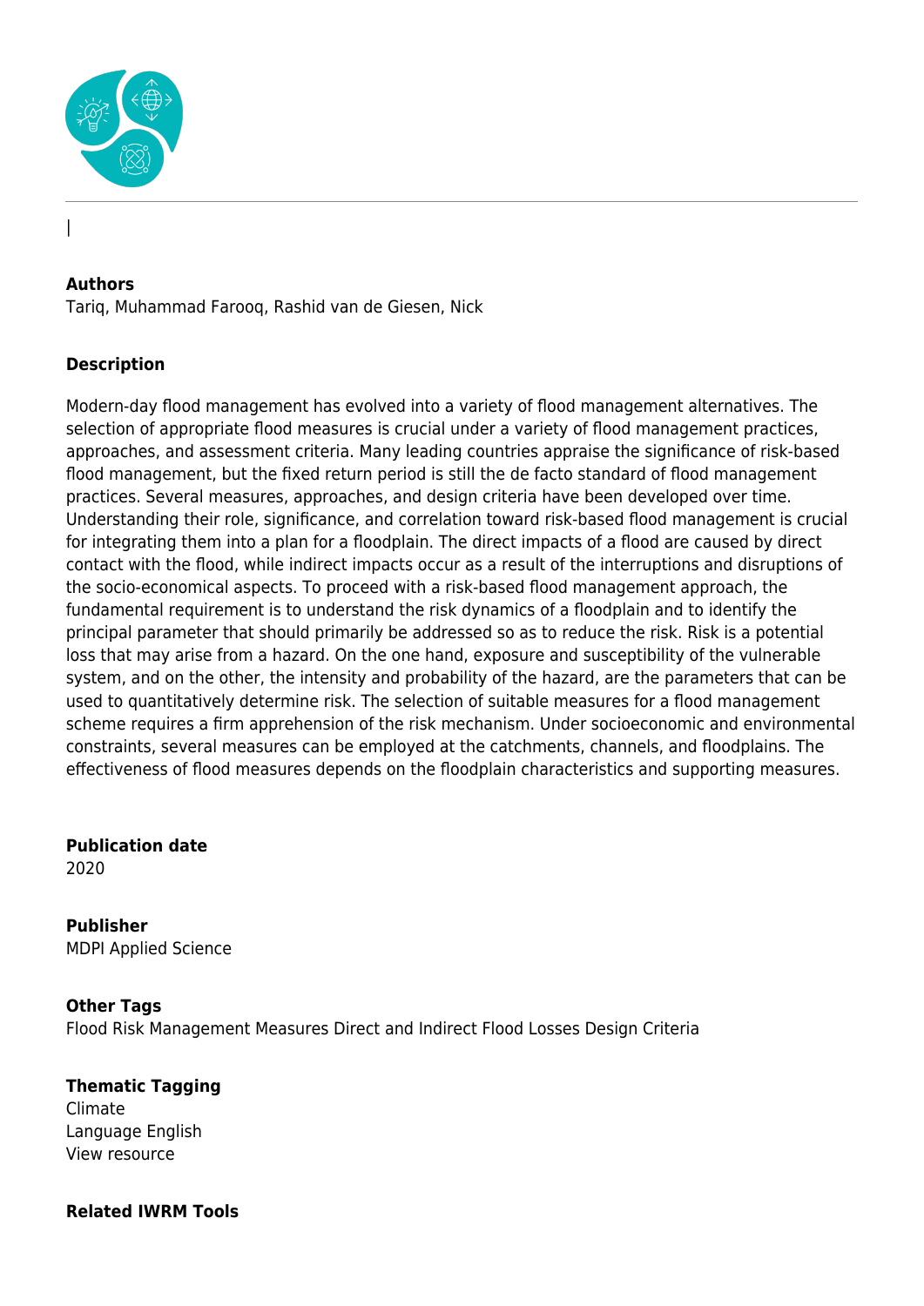|

**Authors**
Tariq, Muhammad Farooq, Rashid van de Giesen, Nick

**Description**

Modern-day flood management has evolved into a variety of flood management alternatives. The selection of appropriate flood measures is crucial under a variety of flood management practices, approaches, and assessment criteria. Many leading countries appraise the significance of risk-based flood management, but the fixed return period is still the de facto standard of flood management practices. Several measures, approaches, and design criteria have been developed over time. Understanding their role, significance, and correlation toward risk-based flood management is crucial for integrating them into a plan for a floodplain. The direct impacts of a flood are caused by direct contact with the flood, while indirect impacts occur as a result of the interruptions and disruptions of the socio-economical aspects. To proceed with a risk-based flood management approach, the fundamental requirement is to understand the risk dynamics of a floodplain and to identify the principal parameter that should primarily be addressed so as to reduce the risk. Risk is a potential loss that may arise from a hazard. On the one hand, exposure and susceptibility of the vulnerable system, and on the other, the intensity and probability of the hazard, are the parameters that can be used to quantitatively determine risk. The selection of suitable measures for a flood management scheme requires a firm apprehension of the risk mechanism. Under socioeconomic and environmental constraints, several measures can be employed at the catchments, channels, and floodplains. The effectiveness of flood measures depends on the floodplain characteristics and supporting measures.

**Publication date**
2020

**Publisher**
MDPI Applied Science

**Other Tags**
Flood Risk Management Measures Direct and Indirect Flood Losses Design Criteria

**Thematic Tagging**
Climate
Language English
View resource

**Related IWRM Tools**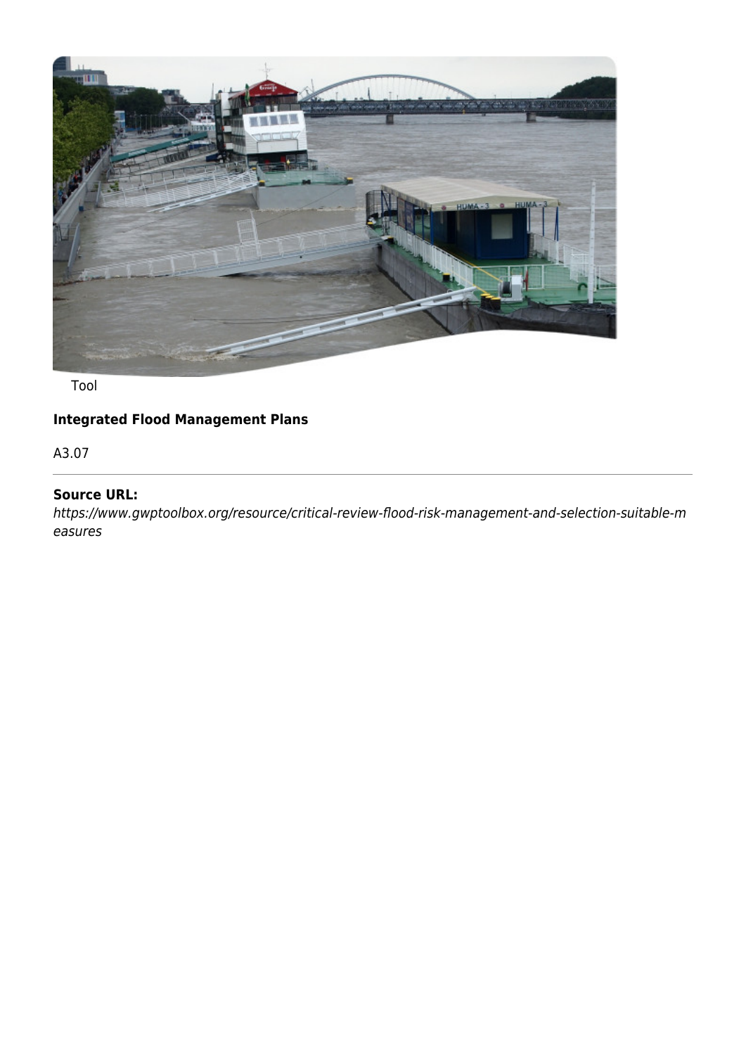Tool

**Integrated Flood Management Plans**

A3.07

---

**Source URL:**

*https://www.gwptoolbox.org/resource/critical-review-flood-risk-management-and-selection-suitable-measures*